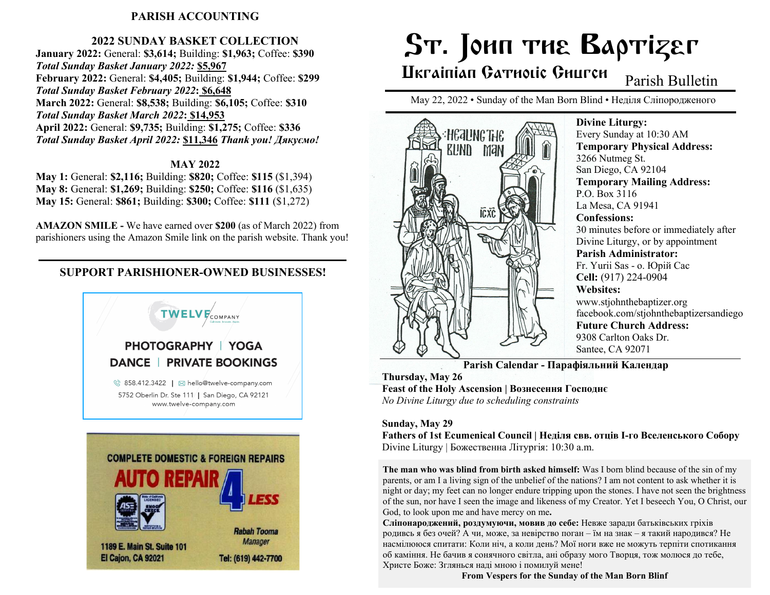## PARISH ACCOUNTING

### 2022 SUNDAY BASKET COLLECTION

**January 2022:** General: **$3,614;** Building: **$1,963;** Coffee: **$390**
***Total Sunday Basket January 2022:* $5,967**
**February 2022:** General: **$4,405;** Building: **$1,944;** Coffee: **$299**
***Total Sunday Basket February 2022*: $6,648**
**March 2022:** General: **$8,538;** Building: **$6,105;** Coffee: **$310**
***Total Sunday Basket March 2022*: $14,953**
**April 2022:** General: **$9,735;** Building: **$1,275;** Coffee: **$336**
***Total Sunday Basket April 2022:* $11,346** ***Thank you! Дякуємо!***

### MAY 2022

**May 1:** General: **$2,116;** Building: **$820;** Coffee: **$115** ($1,394)
**May 8:** General: **$1,269;** Building: **$250;** Coffee: **$116** ($1,635)
**May 15:** General: **$861;** Building: **$300;** Coffee: **$111** ($1,272)

**AMAZON SMILE -** We have earned over **$200** (as of March 2022) from parishioners using the Amazon Smile link on the parish website. Thank you!

## SUPPORT PARISHIONER-OWNED BUSINESSES!

TWELVE COMPANY
PHOTOGRAPHY | YOGA
DANCE | PRIVATE BOOKINGS
858.412.3422 | hello@twelve-company.com
5752 Oberlin Dr. Ste 111 | San Diego, CA 92121
www.twelve-company.com

COMPLETE DOMESTIC & FOREIGN REPAIRS
AUTO REPAIR 4 LESS
Rabah Tooma
Manager
1189 E. Main St. Suite 101
El Cajon, CA 92021
Tel: (619) 442-7700

# St. John the Baptizer
## Ukrainian Catholic Church Parish Bulletin

May 22, 2022 • Sunday of the Man Born Blind • Неділя Сліпородженого

**Divine Liturgy:**
Every Sunday at 10:30 AM
**Temporary Physical Address:**
3266 Nutmeg St.
San Diego, CA 92104
**Temporary Mailing Address:**
P.O. Box 3116
La Mesa, CA 91941
**Confessions:**
30 minutes before or immediately after Divine Liturgy, or by appointment
**Parish Administrator:**
Fr. Yurii Sas - о. Юрій Сас
**Cell:** (917) 224-0904
**Websites:**
www.stjohnthebaptizer.org
facebook.com/stjohnthebaptizersandiego
**Future Church Address:**
9308 Carlton Oaks Dr.
Santee, CA 92071

### Parish Calendar - Парафіяльний Календар

**Thursday, May 26**
**Feast of the Holy Ascension | Вознесення Господнє**
*No Divine Liturgy due to scheduling constraints*

**Sunday, May 29**
**Fathers of 1st Ecumenical Council | Неділя свв. отців І-го Вселенського Собору**
Divine Liturgy | Божественна Літургія: 10:30 a.m.

**The man who was blind from birth asked himself:** Was I born blind because of the sin of my parents, or am I a living sign of the unbelief of the nations? I am not content to ask whether it is night or day; my feet can no longer endure tripping upon the stones. I have not seen the brightness of the sun, nor have I seen the image and likeness of my Creator. Yet I beseech You, O Christ, our God, to look upon me and have mercy on me**.**
**Сліпонароджений, роздумуючи, мовив до себе:** Невже заради батьківських гріхів родивсь я без очей? А чи, може, за невірство поган – їм на знак – я такий народився? Не насмілююся спитати: Коли ніч, а коли день? Мої ноги вже не можуть терпіти спотикання об каміння. Не бачив я сонячного світла, ані образу мого Творця, тож молюся до тебе, Христе Боже: Зглянься я наді мною і помилуй мене!
**From Vespers for the Sunday of the Man Born Blinf**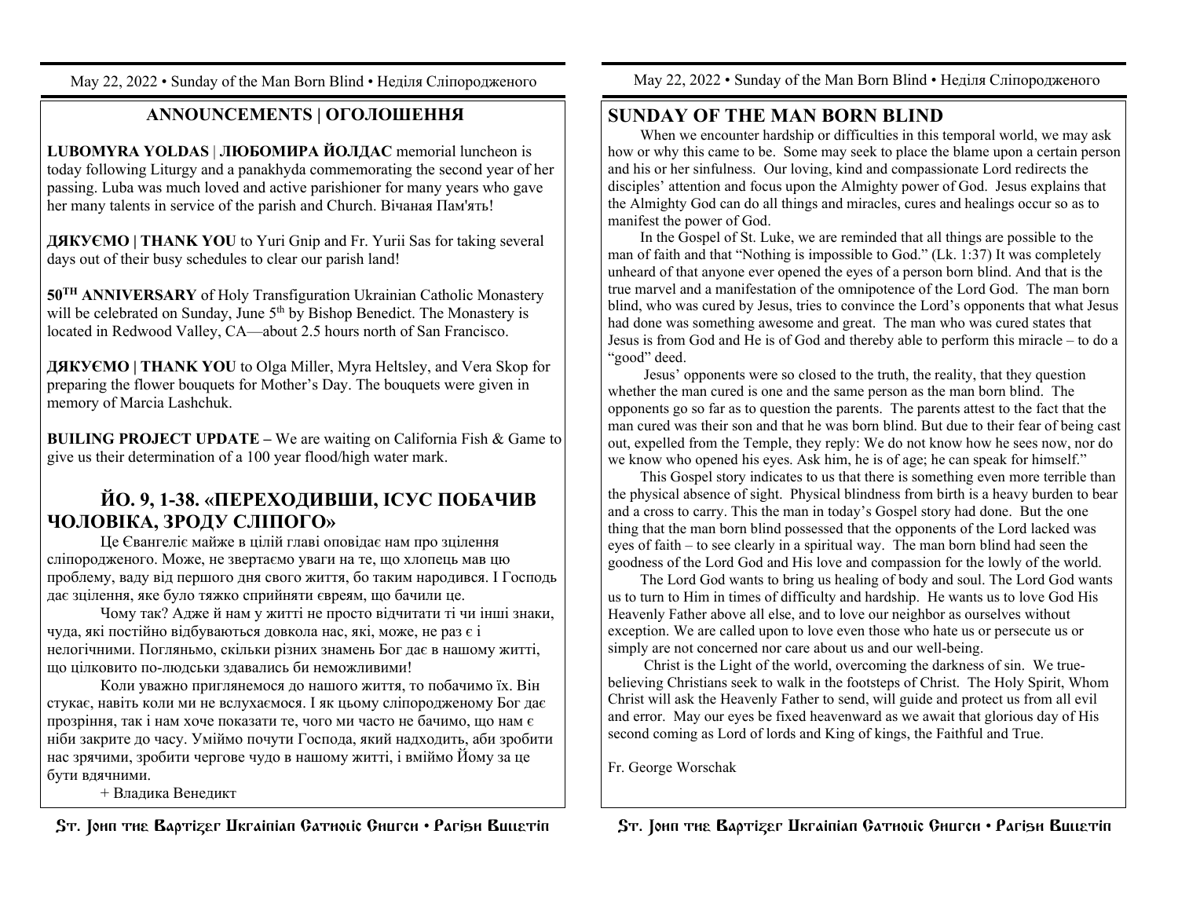## ANNOUNCEMENTS | ОГОЛОШЕННЯ

**LUBOMYRA YOLDAS** | **ЛЮБОМИРА ЙОЛДАС** memorial luncheon is today following Liturgy and a panakhyda commemorating the second year of her passing. Luba was much loved and active parishioner for many years who gave her many talents in service of the parish and Church. Вічаная Пам'ять!

**ДЯКУЄМО | THANK YOU** to Yuri Gnip and Fr. Yurii Sas for taking several days out of their busy schedules to clear our parish land!

**50TH ANNIVERSARY** of Holy Transfiguration Ukrainian Catholic Monastery will be celebrated on Sunday, June 5th by Bishop Benedict. The Monastery is located in Redwood Valley, CA—about 2.5 hours north of San Francisco.

**ДЯКУЄМО | THANK YOU** to Olga Miller, Myra Heltsley, and Vera Skop for preparing the flower bouquets for Mother's Day. The bouquets were given in memory of Marcia Lashchuk.

**BUILING PROJECT UPDATE –** We are waiting on California Fish & Game to give us their determination of a 100 year flood/high water mark.

## ЙО. 9, 1-38. «ПЕРЕХОДИВШИ, ІСУС ПОБАЧИВ ЧОЛОВІКА, ЗРОДУ СЛІПОГО»

Це Євангеліє майже в цілій главі оповідає нам про зцілення сліпородженого. Може, не звертаємо уваги на те, що хлопець мав цю проблему, ваду від першого дня свого життя, бо таким народився. І Господь дає зцілення, яке було тяжко сприйняти євреям, що бачили це.

Чому так? Адже й нам у житті не просто відчитати ті чи інші знаки, чуда, які постійно відбуваються довкола нас, які, може, не раз є і нелогічними. Погляньмо, скільки різних знамень Бог дає в нашому житті, що цілковито по-людськи здавались би неможливими!

Коли уважно приглянемося до нашого життя, то побачимо їх. Він стукає, навіть коли ми не вслухаємося. І як цьому сліпородженому Бог дає прозріння, так і нам хоче показати те, чого ми часто не бачимо, що нам є ніби закрите до часу. Уміймо почути Господа, який надходить, аби зробити нас зрячими, зробити чергове чудо в нашому житті, і вміймо Йому за це бути вдячними.

+ Владика Венедикт

## SUNDAY OF THE MAN BORN BLIND

When we encounter hardship or difficulties in this temporal world, we may ask how or why this came to be. Some may seek to place the blame upon a certain person and his or her sinfulness. Our loving, kind and compassionate Lord redirects the disciples' attention and focus upon the Almighty power of God. Jesus explains that the Almighty God can do all things and miracles, cures and healings occur so as to manifest the power of God.

In the Gospel of St. Luke, we are reminded that all things are possible to the man of faith and that "Nothing is impossible to God." (Lk. 1:37) It was completely unheard of that anyone ever opened the eyes of a person born blind. And that is the true marvel and a manifestation of the omnipotence of the Lord God. The man born blind, who was cured by Jesus, tries to convince the Lord's opponents that what Jesus had done was something awesome and great. The man who was cured states that Jesus is from God and He is of God and thereby able to perform this miracle – to do a "good" deed.

Jesus' opponents were so closed to the truth, the reality, that they question whether the man cured is one and the same person as the man born blind. The opponents go so far as to question the parents. The parents attest to the fact that the man cured was their son and that he was born blind. But due to their fear of being cast out, expelled from the Temple, they reply: We do not know how he sees now, nor do we know who opened his eyes. Ask him, he is of age; he can speak for himself."

This Gospel story indicates to us that there is something even more terrible than the physical absence of sight. Physical blindness from birth is a heavy burden to bear and a cross to carry. This the man in today's Gospel story had done. But the one thing that the man born blind possessed that the opponents of the Lord lacked was eyes of faith – to see clearly in a spiritual way. The man born blind had seen the goodness of the Lord God and His love and compassion for the lowly of the world.

The Lord God wants to bring us healing of body and soul. The Lord God wants us to turn to Him in times of difficulty and hardship. He wants us to love God His Heavenly Father above all else, and to love our neighbor as ourselves without exception. We are called upon to love even those who hate us or persecute us or simply are not concerned nor care about us and our well-being.

Christ is the Light of the world, overcoming the darkness of sin. We true-believing Christians seek to walk in the footsteps of Christ. The Holy Spirit, Whom Christ will ask the Heavenly Father to send, will guide and protect us from all evil and error. May our eyes be fixed heavenward as we await that glorious day of His second coming as Lord of lords and King of kings, the Faithful and True.

Fr. George Worschak